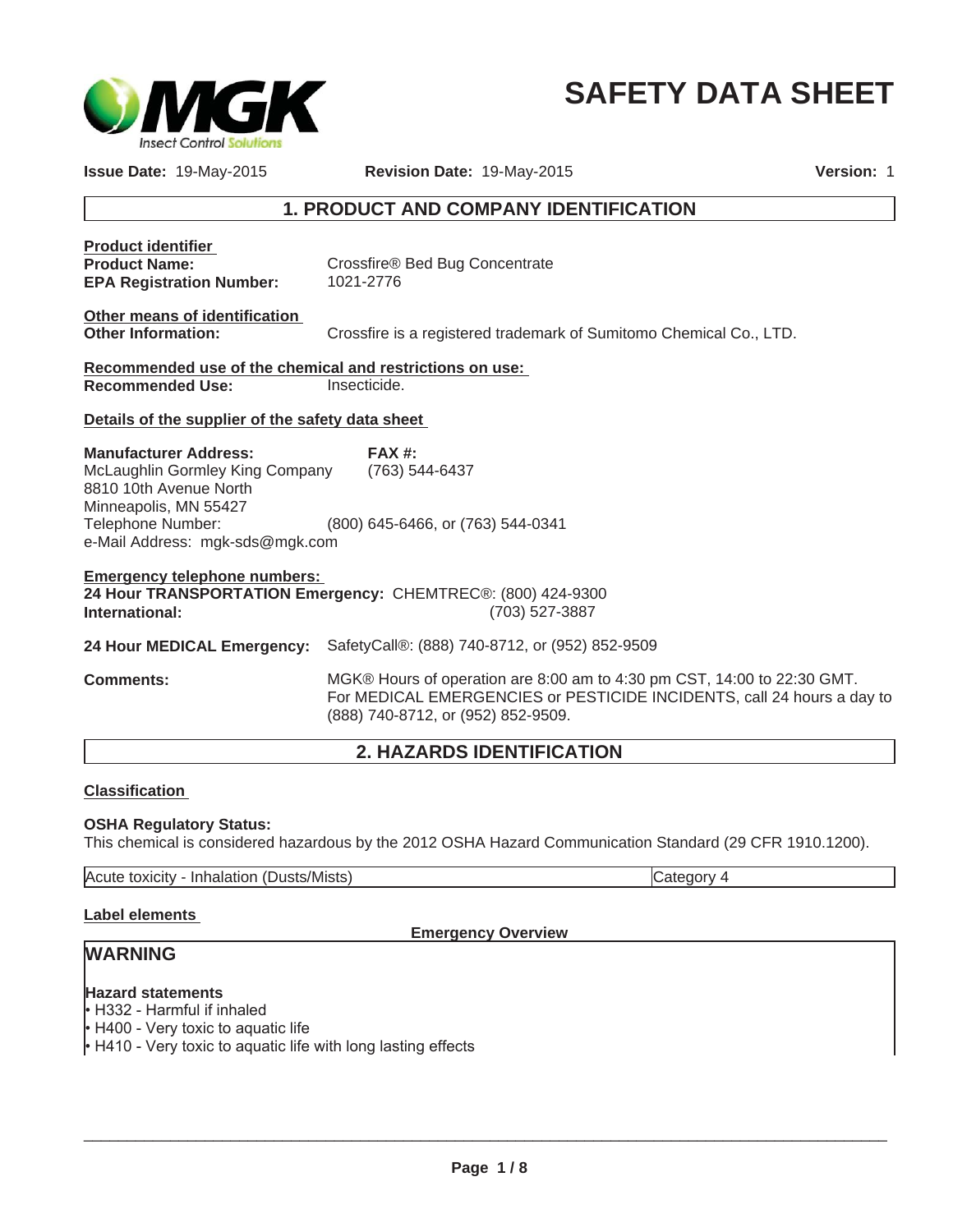# SAFETY DATA SHEET

**Issue Date:** 19-May-2015 **Revision Date:** 19-May-2015 **Version:** 1

## 1. PRODUCT AND COMPANY IDENTIFICATION

**Product identifier**

**Product Name:** Crossfire® Bed Bug Concentrate

**EPA Registration Number:** 1021-2776

**Other means of identification**

**Other Information:** Crossfire is a registered trademark of Sumitomo Chemical Co., LTD.

**Recommended use of the chemical and restrictions on use:**

**Recommended Use:** Insecticide.

**Details of the supplier of the safety data sheet**

**Manufacturer Address:**
McLaughlin Gormley King Company
8810 10th Avenue North
Minneapolis, MN 55427

**FAX #:** (763) 544-6437

Telephone Number: (800) 645-6466, or (763) 544-0341

e-Mail Address: mgk-sds@mgk.com

**Emergency telephone numbers:**

**24 Hour TRANSPORTATION Emergency:** CHEMTREC®: (800) 424-9300

**International:** (703) 527-3887

**24 Hour MEDICAL Emergency:** SafetyCall®: (888) 740-8712, or (952) 852-9509

**Comments:** MGK® Hours of operation are 8:00 am to 4:30 pm CST, 14:00 to 22:30 GMT. For MEDICAL EMERGENCIES or PESTICIDE INCIDENTS, call 24 hours a day to (888) 740-8712, or (952) 852-9509.

## 2. HAZARDS IDENTIFICATION

**Classification**

**OSHA Regulatory Status:**
This chemical is considered hazardous by the 2012 OSHA Hazard Communication Standard (29 CFR 1910.1200).

| Acute toxicity - Inhalation (Dusts/Mists) | Category 4 |
|---|---|

**Label elements**

**Emergency Overview**

**WARNING**

**Hazard statements**

- H332 - Harmful if inhaled
- H400 - Very toxic to aquatic life
- H410 - Very toxic to aquatic life with long lasting effects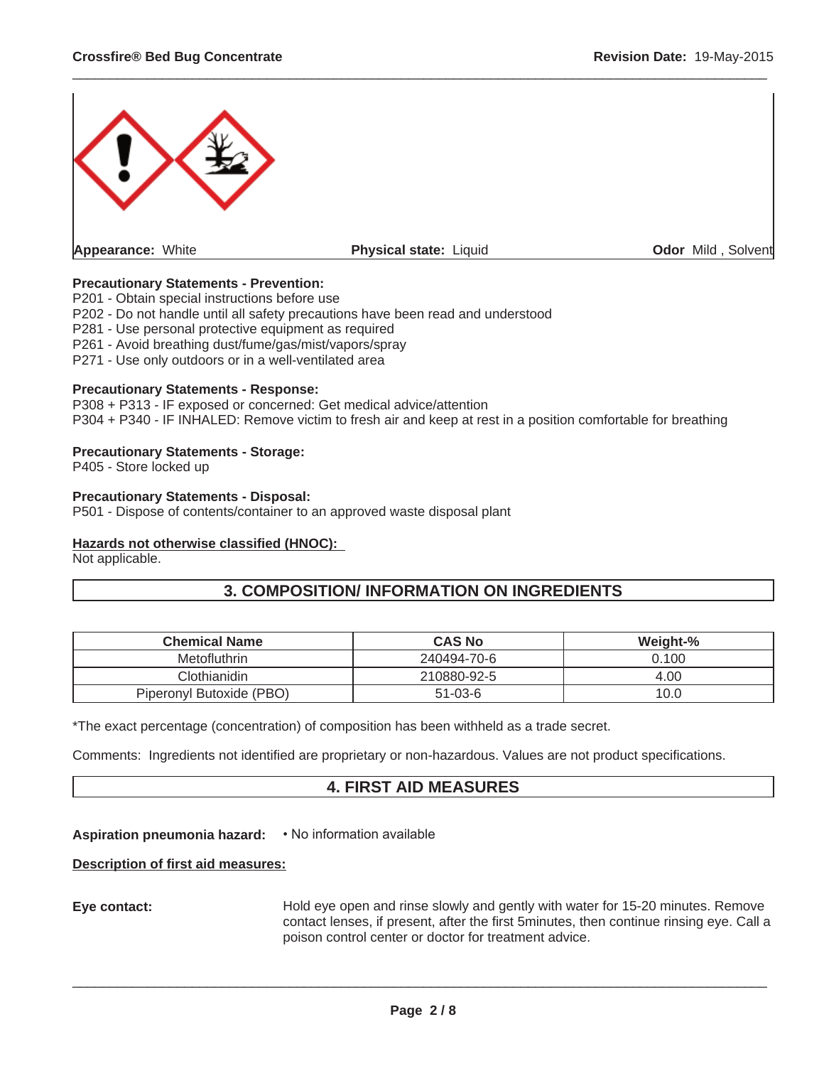**Appearance:** White **Physical state:** Liquid **Odor** Mild , Solvent

**Precautionary Statements - Prevention:**
P201 - Obtain special instructions before use
P202 - Do not handle until all safety precautions have been read and understood
P281 - Use personal protective equipment as required
P261 - Avoid breathing dust/fume/gas/mist/vapors/spray
P271 - Use only outdoors or in a well-ventilated area

**Precautionary Statements - Response:**
P308 + P313 - IF exposed or concerned: Get medical advice/attention
P304 + P340 - IF INHALED: Remove victim to fresh air and keep at rest in a position comfortable for breathing

**Precautionary Statements - Storage:**
P405 - Store locked up

**Precautionary Statements - Disposal:**
P501 - Dispose of contents/container to an approved waste disposal plant

**Hazards not otherwise classified (HNOC):**
Not applicable.

## 3. COMPOSITION/ INFORMATION ON INGREDIENTS

| Chemical Name | CAS No | Weight-% |
|---|---|---|
| Metofluthrin | 240494-70-6 | 0.100 |
| Clothianidin | 210880-92-5 | 4.00 |
| Piperonyl Butoxide (PBO) | 51-03-6 | 10.0 |

*The exact percentage (concentration) of composition has been withheld as a trade secret.

Comments: Ingredients not identified are proprietary or non-hazardous. Values are not product specifications.

## 4. FIRST AID MEASURES

**Aspiration pneumonia hazard:** • No information available

**Description of first aid measures:**

**Eye contact:** Hold eye open and rinse slowly and gently with water for 15-20 minutes. Remove contact lenses, if present, after the first 5minutes, then continue rinsing eye. Call a poison control center or doctor for treatment advice.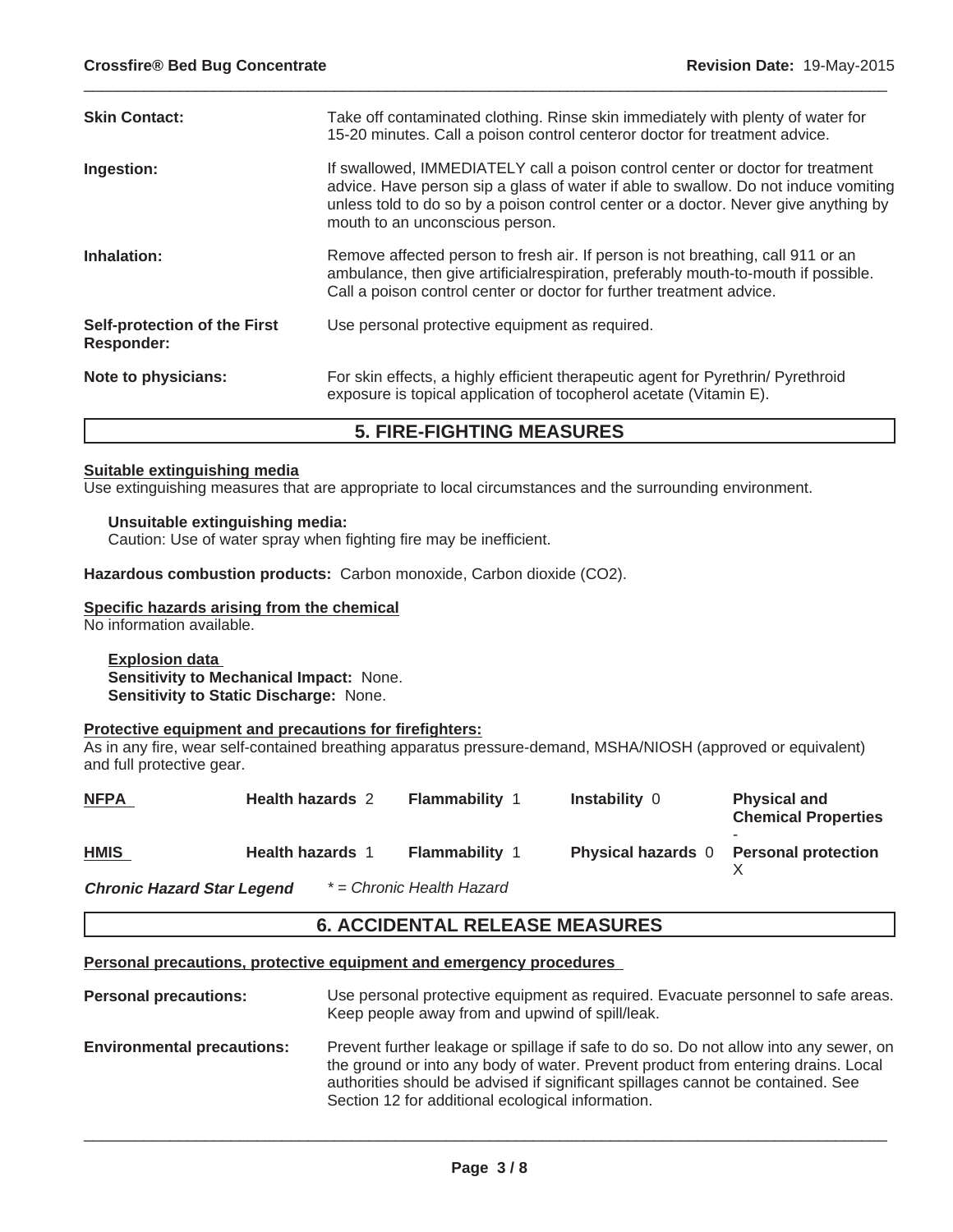| | |
|---|---|
| **Skin Contact:** | Take off contaminated clothing. Rinse skin immediately with plenty of water for 15-20 minutes. Call a poison control centeror doctor for treatment advice. |
| **Ingestion:** | If swallowed, IMMEDIATELY call a poison control center or doctor for treatment advice. Have person sip a glass of water if able to swallow. Do not induce vomiting unless told to do so by a poison control center or a doctor. Never give anything by mouth to an unconscious person. |
| **Inhalation:** | Remove affected person to fresh air. If person is not breathing, call 911 or an ambulance, then give artificialrespiration, preferably mouth-to-mouth if possible. Call a poison control center or doctor for further treatment advice. |
| **Self-protection of the First Responder:** | Use personal protective equipment as required. |
| **Note to physicians:** | For skin effects, a highly efficient therapeutic agent for Pyrethrin/ Pyrethroid exposure is topical application of tocopherol acetate (Vitamin E). |

## 5. FIRE-FIGHTING MEASURES

**Suitable extinguishing media**
Use extinguishing measures that are appropriate to local circumstances and the surrounding environment.

**Unsuitable extinguishing media:**
Caution: Use of water spray when fighting fire may be inefficient.

**Hazardous combustion products:** Carbon monoxide, Carbon dioxide ($CO_2$).

**Specific hazards arising from the chemical**
No information available.

**Explosion data**
**Sensitivity to Mechanical Impact:** None.
**Sensitivity to Static Discharge:** None.

**Protective equipment and precautions for firefighters:**
As in any fire, wear self-contained breathing apparatus pressure-demand, MSHA/NIOSH (approved or equivalent) and full protective gear.

| | | | | |
|---|---|---|---|---|
| **NFPA** | **Health hazards** 2 | **Flammability** 1 | **Instability** 0 | **Physical and Chemical Properties** - |
| **HMIS** | **Health hazards** 1 | **Flammability** 1 | **Physical hazards** 0 | **Personal protection** X |

***Chronic Hazard Star Legend*** *\* = Chronic Health Hazard*

## 6. ACCIDENTAL RELEASE MEASURES

**Personal precautions, protective equipment and emergency procedures**

| | |
|---|---|
| **Personal precautions:** | Use personal protective equipment as required. Evacuate personnel to safe areas. Keep people away from and upwind of spill/leak. |
| **Environmental precautions:** | Prevent further leakage or spillage if safe to do so. Do not allow into any sewer, on the ground or into any body of water. Prevent product from entering drains. Local authorities should be advised if significant spillages cannot be contained. See Section 12 for additional ecological information. |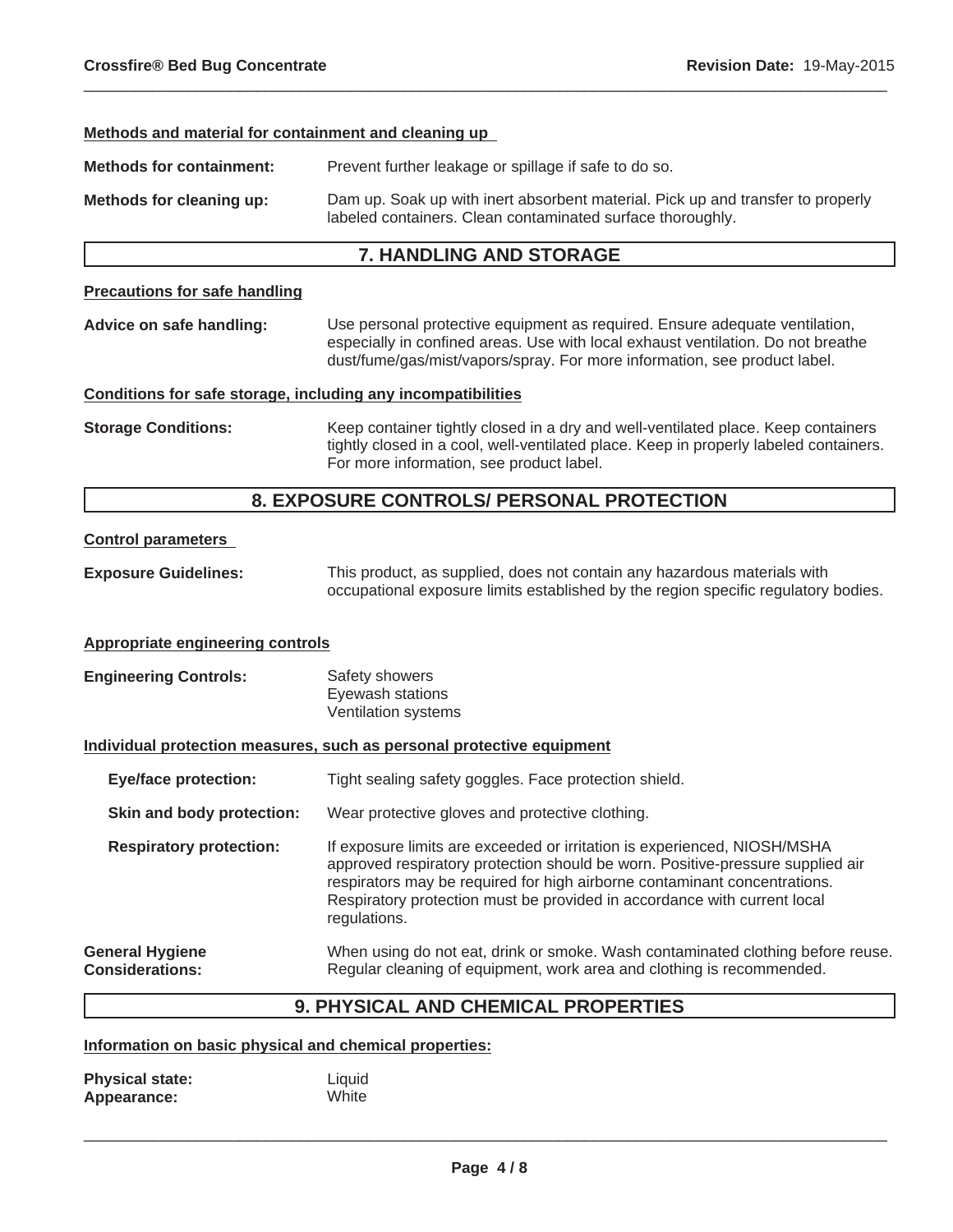### Methods and material for containment and cleaning up

**Methods for containment:** Prevent further leakage or spillage if safe to do so.

**Methods for cleaning up:** Dam up. Soak up with inert absorbent material. Pick up and transfer to properly labeled containers. Clean contaminated surface thoroughly.

## 7. HANDLING AND STORAGE

### Precautions for safe handling

**Advice on safe handling:** Use personal protective equipment as required. Ensure adequate ventilation, especially in confined areas. Use with local exhaust ventilation. Do not breathe dust/fume/gas/mist/vapors/spray. For more information, see product label.

### Conditions for safe storage, including any incompatibilities

**Storage Conditions:** Keep container tightly closed in a dry and well-ventilated place. Keep containers tightly closed in a cool, well-ventilated place. Keep in properly labeled containers. For more information, see product label.

## 8. EXPOSURE CONTROLS/ PERSONAL PROTECTION

### Control parameters

**Exposure Guidelines:** This product, as supplied, does not contain any hazardous materials with occupational exposure limits established by the region specific regulatory bodies.

### Appropriate engineering controls

**Engineering Controls:** Safety showers
Eyewash stations
Ventilation systems

### Individual protection measures, such as personal protective equipment

**Eye/face protection:** Tight sealing safety goggles. Face protection shield.

**Skin and body protection:** Wear protective gloves and protective clothing.

**Respiratory protection:** If exposure limits are exceeded or irritation is experienced, NIOSH/MSHA approved respiratory protection should be worn. Positive-pressure supplied air respirators may be required for high airborne contaminant concentrations. Respiratory protection must be provided in accordance with current local regulations.

**General Hygiene Considerations:** When using do not eat, drink or smoke. Wash contaminated clothing before reuse. Regular cleaning of equipment, work area and clothing is recommended.

## 9. PHYSICAL AND CHEMICAL PROPERTIES

### Information on basic physical and chemical properties:

**Physical state:** Liquid
**Appearance:** White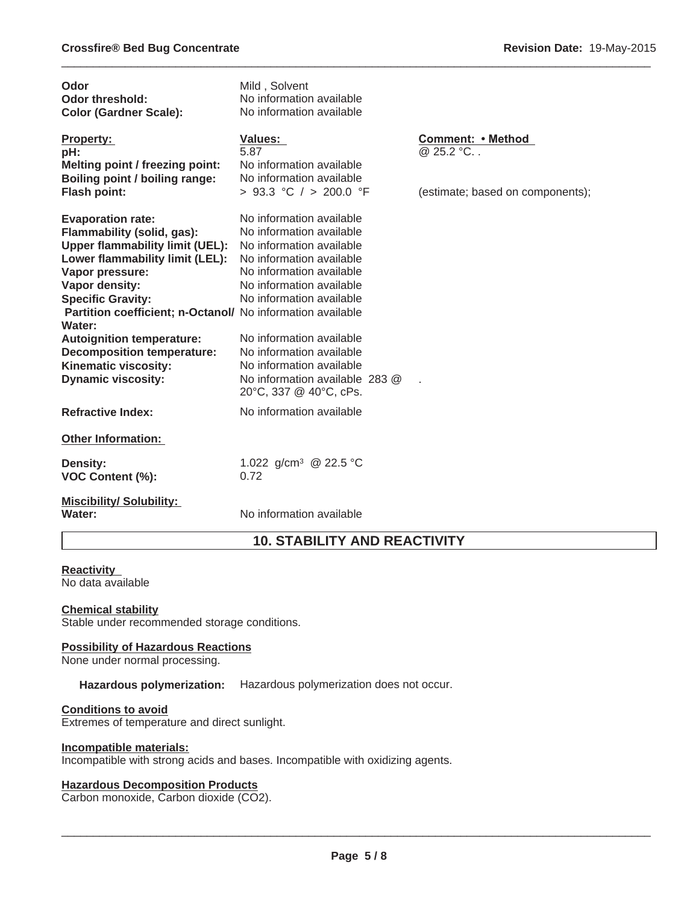| | | |
|---|---|---|
| **Odor** | Mild , Solvent | |
| **Odor threshold:** | No information available | |
| **Color (Gardner Scale):** | No information available | |

| **Property:** | **Values:** | **Comment: • Method** |
|---|---|---|
| **pH:** | 5.87 | @ 25.2 °C. . |
| **Melting point / freezing point:** | No information available | |
| **Boiling point / boiling range:** | No information available | |
| **Flash point:** | > 93.3 °C / > 200.0 °F | (estimate; based on components); |
| **Evaporation rate:** | No information available | |
| **Flammability (solid, gas):** | No information available | |
| **Upper flammability limit (UEL):** | No information available | |
| **Lower flammability limit (LEL):** | No information available | |
| **Vapor pressure:** | No information available | |
| **Vapor density:** | No information available | |
| **Specific Gravity:** | No information available | |
| **Partition coefficient; n-Octanol/ Water:** | No information available | |
| **Autoignition temperature:** | No information available | |
| **Decomposition temperature:** | No information available | |
| **Kinematic viscosity:** | No information available | |
| **Dynamic viscosity:** | No information available 283 @ 20°C, 337 @ 40°C, cPs. | . |
| **Refractive Index:** | No information available | |

**Other Information:**

| | |
|---|---|
| **Density:** | 1.022 g/cm³ @ 22.5 °C |
| **VOC Content (%):** | 0.72 |

**Miscibility/ Solubility:**

**Water:** No information available

## 10. STABILITY AND REACTIVITY

**Reactivity**

No data available

**Chemical stability**

Stable under recommended storage conditions.

**Possibility of Hazardous Reactions**

None under normal processing.

**Hazardous polymerization:** Hazardous polymerization does not occur.

**Conditions to avoid**

Extremes of temperature and direct sunlight.

**Incompatible materials:**

Incompatible with strong acids and bases. Incompatible with oxidizing agents.

**Hazardous Decomposition Products**

Carbon monoxide, Carbon dioxide ($CO_2$).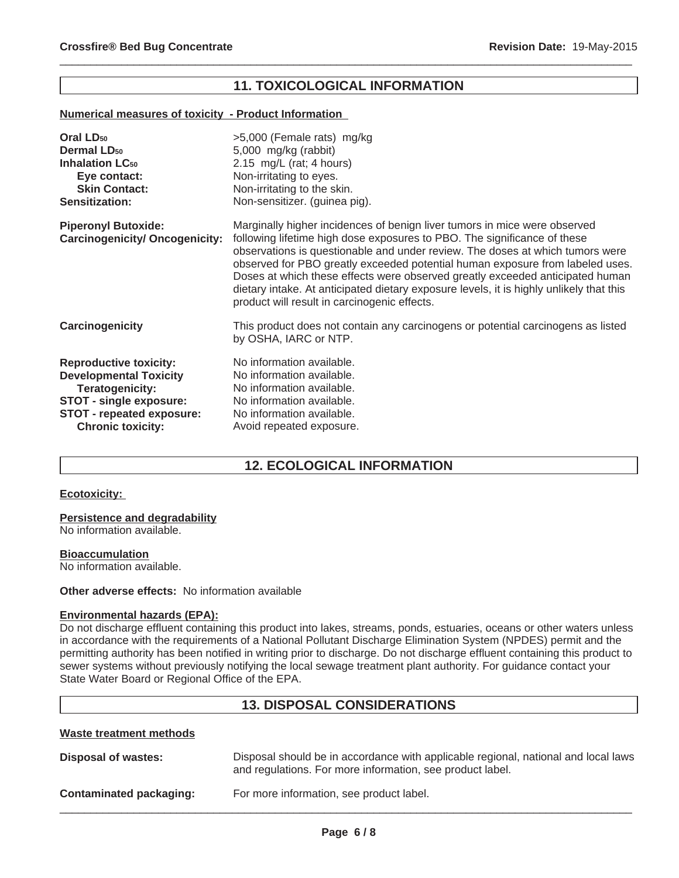## 11. TOXICOLOGICAL INFORMATION

**Numerical measures of toxicity - Product Information**

| | |
|---|---|
| **Oral $LD_{50}$** | >5,000 (Female rats) mg/kg |
| **Dermal $LD_{50}$** | 5,000 mg/kg (rabbit) |
| **Inhalation $LC_{50}$** | 2.15 mg/L (rat; 4 hours) |
| **Eye contact:** | Non-irritating to eyes. |
| **Skin Contact:** | Non-irritating to the skin. |
| **Sensitization:** | Non-sensitizer. (guinea pig). |
| **Piperonyl Butoxide: Carcinogenicity/ Oncogenicity:** | Marginally higher incidences of benign liver tumors in mice were observed following lifetime high dose exposures to PBO. The significance of these observations is questionable and under review. The doses at which tumors were observed for PBO greatly exceeded potential human exposure from labeled uses. Doses at which these effects were observed greatly exceeded anticipated human dietary intake. At anticipated dietary exposure levels, it is highly unlikely that this product will result in carcinogenic effects. |
| **Carcinogenicity** | This product does not contain any carcinogens or potential carcinogens as listed by OSHA, IARC or NTP. |
| **Reproductive toxicity:** | No information available. |
| **Developmental Toxicity** | No information available. |
| **Teratogenicity:** | No information available. |
| **STOT - single exposure:** | No information available. |
| **STOT - repeated exposure:** | No information available. |
| **Chronic toxicity:** | Avoid repeated exposure. |

## 12. ECOLOGICAL INFORMATION

**Ecotoxicity:**

**Persistence and degradability**
No information available.

**Bioaccumulation**
No information available.

**Other adverse effects:** No information available

**Environmental hazards (EPA):**
Do not discharge effluent containing this product into lakes, streams, ponds, estuaries, oceans or other waters unless in accordance with the requirements of a National Pollutant Discharge Elimination System (NPDES) permit and the permitting authority has been notified in writing prior to discharge. Do not discharge effluent containing this product to sewer systems without previously notifying the local sewage treatment plant authority. For guidance contact your State Water Board or Regional Office of the EPA.

## 13. DISPOSAL CONSIDERATIONS

**Waste treatment methods**

| | |
|---|---|
| **Disposal of wastes:** | Disposal should be in accordance with applicable regional, national and local laws and regulations. For more information, see product label. |
| **Contaminated packaging:** | For more information, see product label. |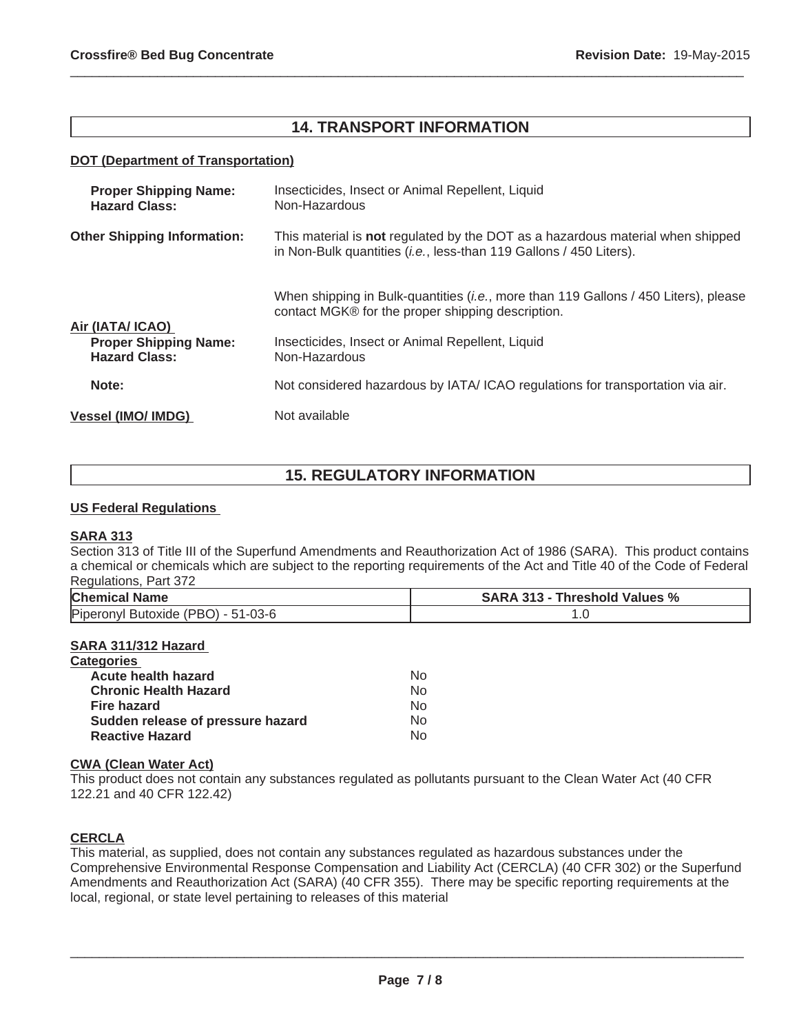## 14. TRANSPORT INFORMATION

**DOT (Department of Transportation)**

**Proper Shipping Name:** Insecticides, Insect or Animal Repellent, Liquid
**Hazard Class:** Non-Hazardous

**Other Shipping Information:** This material is **not** regulated by the DOT as a hazardous material when shipped in Non-Bulk quantities (*i.e.*, less-than 119 Gallons / 450 Liters).

When shipping in Bulk-quantities (*i.e.*, more than 119 Gallons / 450 Liters), please contact MGK® for the proper shipping description.

**Air (IATA/ ICAO)**

**Proper Shipping Name:** Insecticides, Insect or Animal Repellent, Liquid
**Hazard Class:** Non-Hazardous

**Note:** Not considered hazardous by IATA/ ICAO regulations for transportation via air.

**Vessel (IMO/ IMDG)** Not available

## 15. REGULATORY INFORMATION

**US Federal Regulations**

**SARA 313**

Section 313 of Title III of the Superfund Amendments and Reauthorization Act of 1986 (SARA). This product contains a chemical or chemicals which are subject to the reporting requirements of the Act and Title 40 of the Code of Federal Regulations, Part 372

| Chemical Name | SARA 313 - Threshold Values % |
| --- | --- |
| Piperonyl Butoxide (PBO) - 51-03-6 | 1.0 |

**SARA 311/312 Hazard Categories**

| | |
| --- | --- |
| **Acute health hazard** | No |
| **Chronic Health Hazard** | No |
| **Fire hazard** | No |
| **Sudden release of pressure hazard** | No |
| **Reactive Hazard** | No |

**CWA (Clean Water Act)**

This product does not contain any substances regulated as pollutants pursuant to the Clean Water Act (40 CFR 122.21 and 40 CFR 122.42)

**CERCLA**

This material, as supplied, does not contain any substances regulated as hazardous substances under the Comprehensive Environmental Response Compensation and Liability Act (CERCLA) (40 CFR 302) or the Superfund Amendments and Reauthorization Act (SARA) (40 CFR 355). There may be specific reporting requirements at the local, regional, or state level pertaining to releases of this material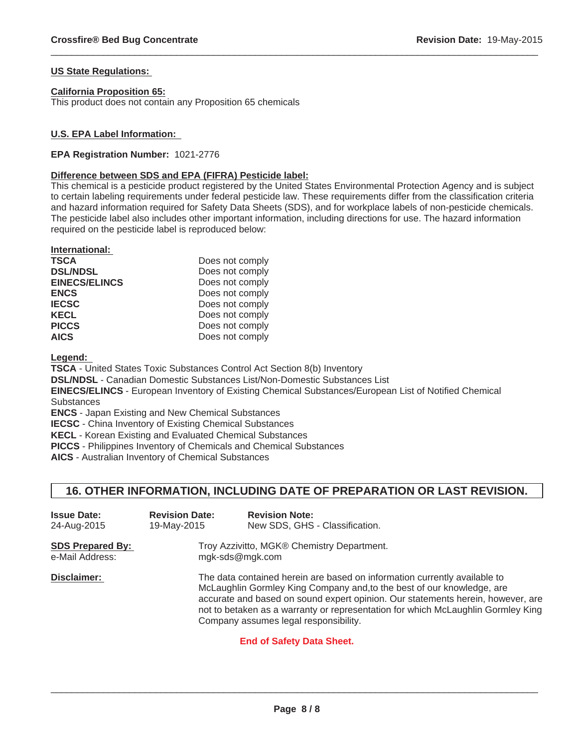**US State Regulations:**

**California Proposition 65:**
This product does not contain any Proposition 65 chemicals

**U.S. EPA Label Information:**

**EPA Registration Number:** 1021-2776

**Difference between SDS and EPA (FIFRA) Pesticide label:**
This chemical is a pesticide product registered by the United States Environmental Protection Agency and is subject to certain labeling requirements under federal pesticide law. These requirements differ from the classification criteria and hazard information required for Safety Data Sheets (SDS), and for workplace labels of non-pesticide chemicals. The pesticide label also includes other important information, including directions for use. The hazard information required on the pesticide label is reproduced below:

**International:**

| | |
|---|---|
| **TSCA** | Does not comply |
| **DSL/NDSL** | Does not comply |
| **EINECS/ELINCS** | Does not comply |
| **ENCS** | Does not comply |
| **IECSC** | Does not comply |
| **KECL** | Does not comply |
| **PICCS** | Does not comply |
| **AICS** | Does not comply |

**Legend:**
**TSCA** - United States Toxic Substances Control Act Section 8(b) Inventory
**DSL/NDSL** - Canadian Domestic Substances List/Non-Domestic Substances List
**EINECS/ELINCS** - European Inventory of Existing Chemical Substances/European List of Notified Chemical Substances
**ENCS** - Japan Existing and New Chemical Substances
**IECSC** - China Inventory of Existing Chemical Substances
**KECL** - Korean Existing and Evaluated Chemical Substances
**PICCS** - Philippines Inventory of Chemicals and Chemical Substances
**AICS** - Australian Inventory of Chemical Substances

## 16. OTHER INFORMATION, INCLUDING DATE OF PREPARATION OR LAST REVISION.

| **Issue Date:** | **Revision Date:** | **Revision Note:** |
|---|---|---|
| 24-Aug-2015 | 19-May-2015 | New SDS, GHS - Classification. |

**SDS Prepared By:** Troy Azzivitto, MGK® Chemistry Department.
e-Mail Address: mgk-sds@mgk.com

**Disclaimer:** The data contained herein are based on information currently available to McLaughlin Gormley King Company and,to the best of our knowledge, are accurate and based on sound expert opinion. Our statements herein, however, are not to betaken as a warranty or representation for which McLaughlin Gormley King Company assumes legal responsibility.

**End of Safety Data Sheet.**